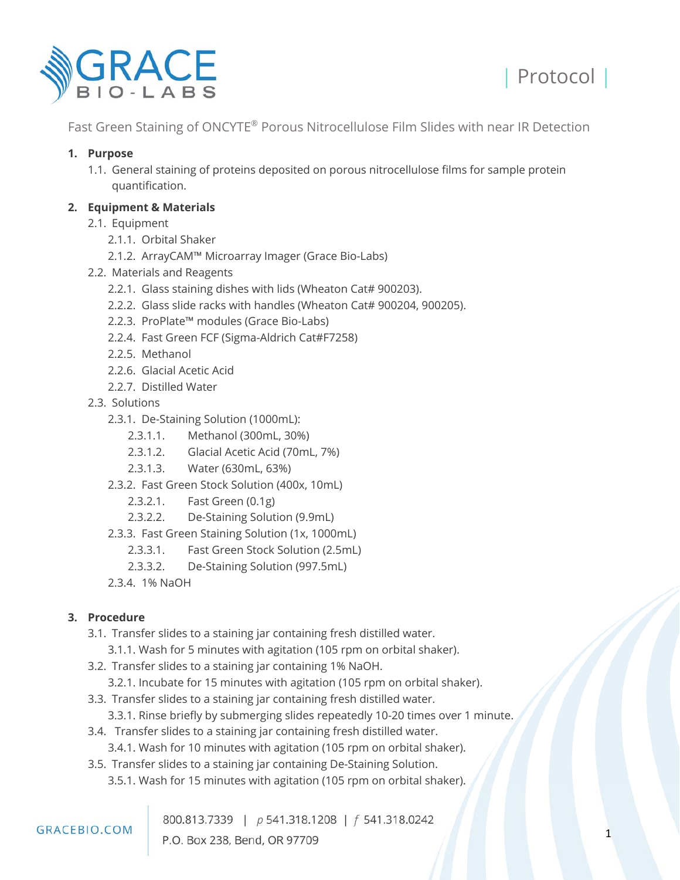# Protocol

## Fast Green Staining of ONCYTE® Porous Nitrocellulose Film Slides with near IR Detection

**1. Purpose**

- 1.1. General staining of proteins deposited on porous nitrocellulose films for sample protein quantification.

**2. Equipment & Materials**

- 2.1. Equipment
  - 2.1.1. Orbital Shaker
  - 2.1.2. ArrayCAM™ Microarray Imager (Grace Bio-Labs)
- 2.2. Materials and Reagents
  - 2.2.1. Glass staining dishes with lids (Wheaton Cat# 900203).
  - 2.2.2. Glass slide racks with handles (Wheaton Cat# 900204, 900205).
  - 2.2.3. ProPlate™ modules (Grace Bio-Labs)
  - 2.2.4. Fast Green FCF (Sigma-Aldrich Cat#F7258)
  - 2.2.5. Methanol
  - 2.2.6. Glacial Acetic Acid
  - 2.2.7. Distilled Water
- 2.3. Solutions
  - 2.3.1. De-Staining Solution (1000mL):
    - 2.3.1.1. Methanol (300mL, 30%)
    - 2.3.1.2. Glacial Acetic Acid (70mL, 7%)
    - 2.3.1.3. Water (630mL, 63%)
  - 2.3.2. Fast Green Stock Solution (400x, 10mL)
    - 2.3.2.1. Fast Green (0.1g)
    - 2.3.2.2. De-Staining Solution (9.9mL)
  - 2.3.3. Fast Green Staining Solution (1x, 1000mL)
    - 2.3.3.1. Fast Green Stock Solution (2.5mL)
    - 2.3.3.2. De-Staining Solution (997.5mL)
  - 2.3.4. 1% NaOH

**3. Procedure**

- 3.1. Transfer slides to a staining jar containing fresh distilled water.
  - 3.1.1. Wash for 5 minutes with agitation (105 rpm on orbital shaker).
- 3.2. Transfer slides to a staining jar containing 1% NaOH.
  - 3.2.1. Incubate for 15 minutes with agitation (105 rpm on orbital shaker).
- 3.3. Transfer slides to a staining jar containing fresh distilled water.
  - 3.3.1. Rinse briefly by submerging slides repeatedly 10-20 times over 1 minute.
- 3.4. Transfer slides to a staining jar containing fresh distilled water.
  - 3.4.1. Wash for 10 minutes with agitation (105 rpm on orbital shaker).
- 3.5. Transfer slides to a staining jar containing De-Staining Solution.
  - 3.5.1. Wash for 15 minutes with agitation (105 rpm on orbital shaker).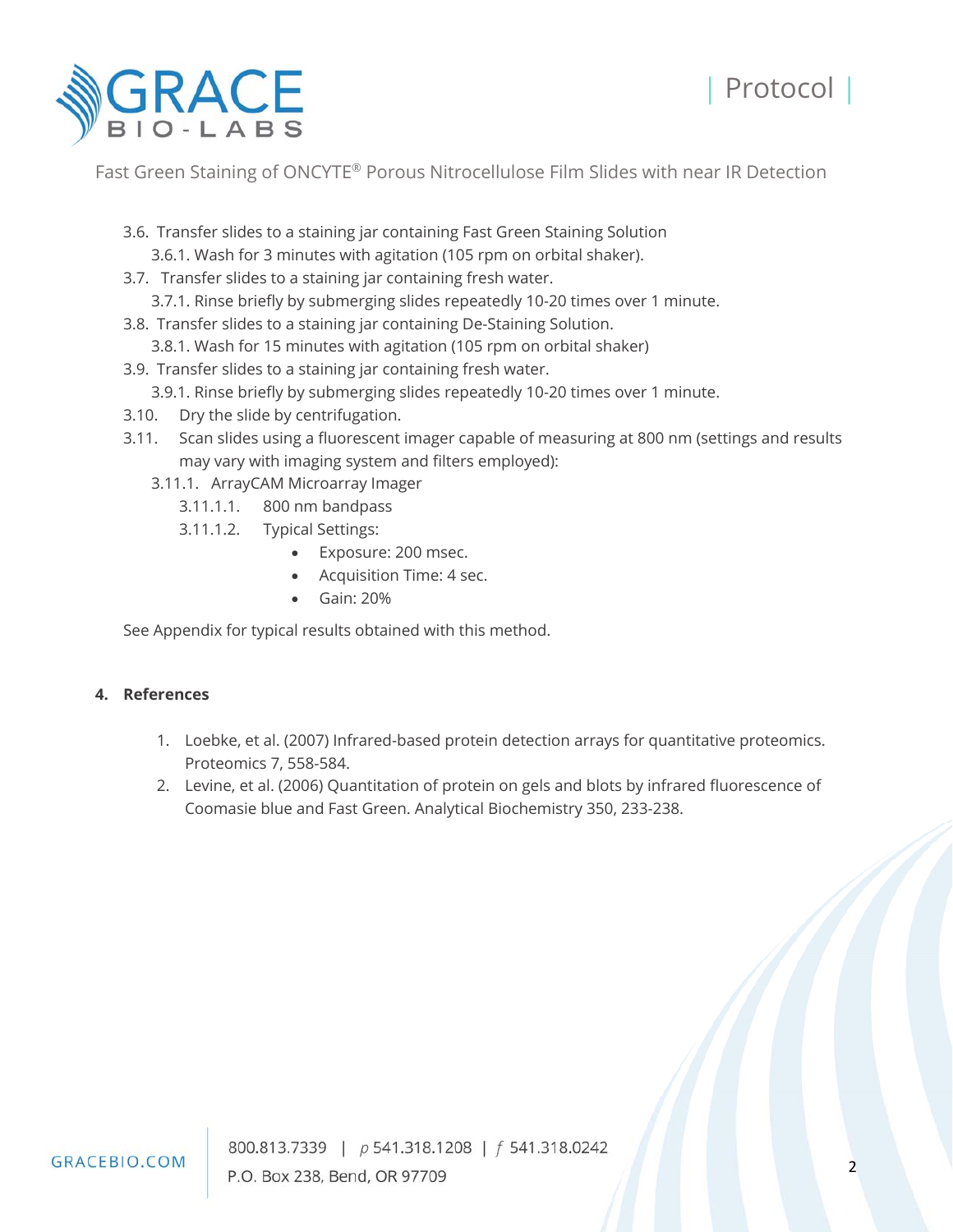3.6. Transfer slides to a staining jar containing Fast Green Staining Solution
  3.6.1. Wash for 3 minutes with agitation (105 rpm on orbital shaker).

3.7. Transfer slides to a staining jar containing fresh water.
  3.7.1. Rinse briefly by submerging slides repeatedly 10-20 times over 1 minute.

3.8. Transfer slides to a staining jar containing De-Staining Solution.
  3.8.1. Wash for 15 minutes with agitation (105 rpm on orbital shaker)

3.9. Transfer slides to a staining jar containing fresh water.
  3.9.1. Rinse briefly by submerging slides repeatedly 10-20 times over 1 minute.

3.10. Dry the slide by centrifugation.

3.11. Scan slides using a fluorescent imager capable of measuring at 800 nm (settings and results may vary with imaging system and filters employed):
  3.11.1. ArrayCAM Microarray Imager
    3.11.1.1. 800 nm bandpass
    3.11.1.2. Typical Settings:
      - Exposure: 200 msec.
      - Acquisition Time: 4 sec.
      - Gain: 20%

See Appendix for typical results obtained with this method.

**4. References**

1. Loebke, et al. (2007) Infrared-based protein detection arrays for quantitative proteomics. Proteomics 7, 558-584.
2. Levine, et al. (2006) Quantitation of protein on gels and blots by infrared fluorescence of Coomasie blue and Fast Green. Analytical Biochemistry 350, 233-238.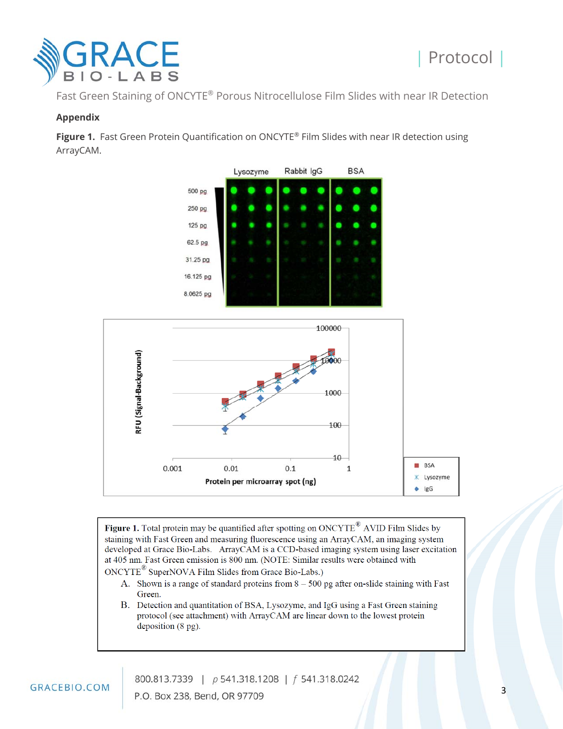Fast Green Staining of ONCYTE® Porous Nitrocellulose Film Slides with near IR Detection

## Appendix

**Figure 1.** Fast Green Protein Quantification on ONCYTE® Film Slides with near IR detection using ArrayCAM.

**Figure 1.** Total protein may be quantified after spotting on ONCYTE® AVID Film Slides by staining with Fast Green and measuring fluorescence using an ArrayCAM, an imaging system developed at Grace Bio-Labs. ArrayCAM is a CCD-based imaging system using laser excitation at 405 nm. Fast Green emission is 800 nm. (NOTE: Similar results were obtained with ONCYTE® SuperNOVA Film Slides from Grace Bio-Labs.)

A. Shown is a range of standard proteins from 8 – 500 pg after on-slide staining with Fast Green.
B. Detection and quantitation of BSA, Lysozyme, and IgG using a Fast Green staining protocol (see attachment) with ArrayCAM are linear down to the lowest protein deposition (8 pg).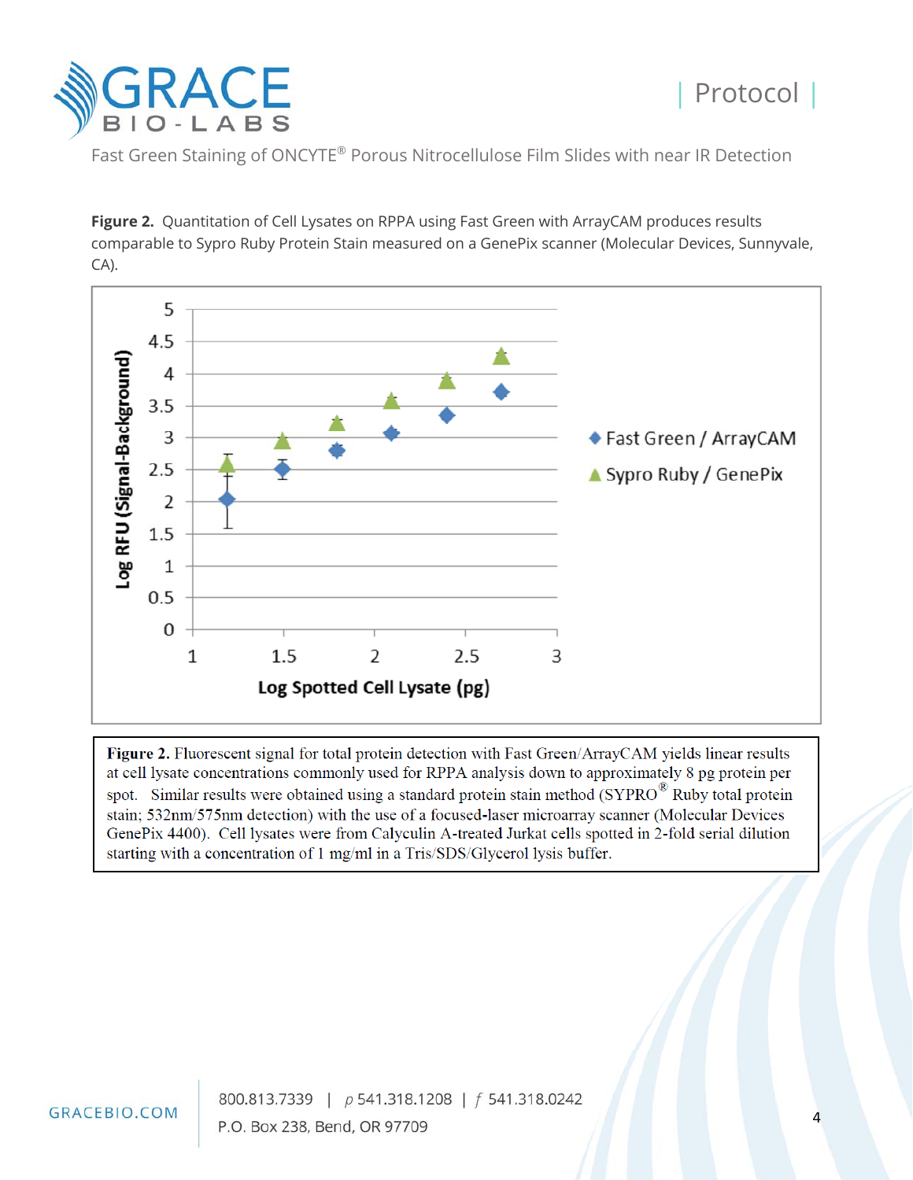**Figure 2.** Quantitation of Cell Lysates on RPPA using Fast Green with ArrayCAM produces results comparable to Sypro Ruby Protein Stain measured on a GenePix scanner (Molecular Devices, Sunnyvale, CA).

Log RFU (Signal-Background)

5
4.5
4
3.5
3
2.5
2
1.5
1
0.5
0

1
1.5
2
2.5
3

Log Spotted Cell Lysate (pg)

Fast Green / ArrayCAM
Sypro Ruby / GenePix

**Figure 2.** Fluorescent signal for total protein detection with Fast Green/ArrayCAM yields linear results at cell lysate concentrations commonly used for RPPA analysis down to approximately 8 pg protein per spot. Similar results were obtained using a standard protein stain method (SYPRO® Ruby total protein stain; 532nm/575nm detection) with the use of a focused-laser microarray scanner (Molecular Devices GenePix 4400). Cell lysates were from Calyculin A-treated Jurkat cells spotted in 2-fold serial dilution starting with a concentration of 1 mg/ml in a Tris/SDS/Glycerol lysis buffer.